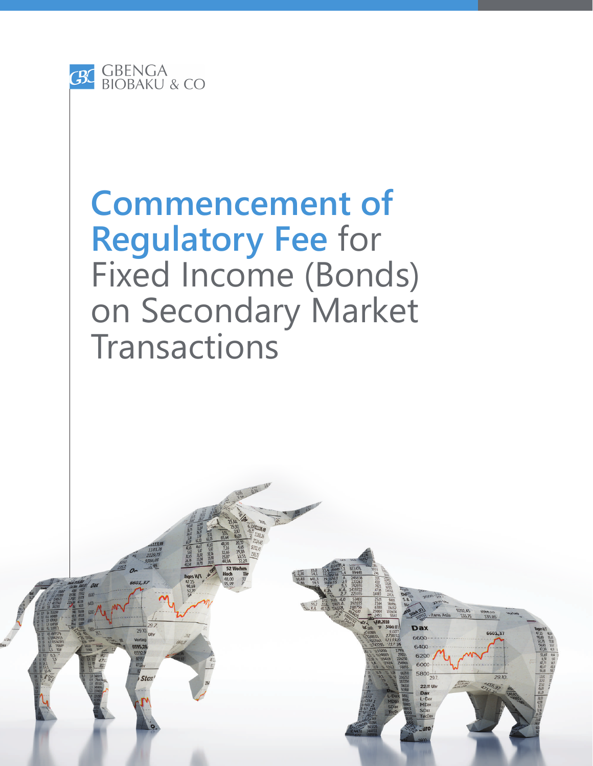GBENGA
BIOBAKU & CO

# Commencement of Regulatory Fee for Fixed Income (Bonds) on Secondary Market Transactions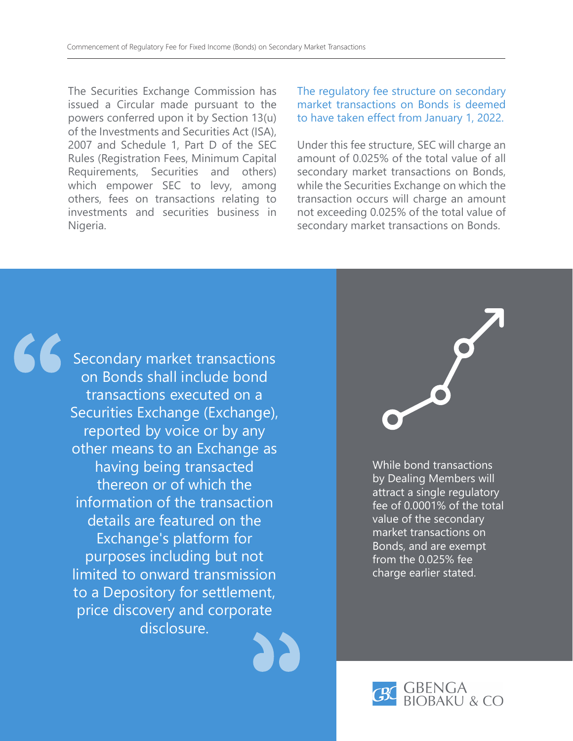The Securities Exchange Commission has issued a Circular made pursuant to the powers conferred upon it by Section 13(u) of the Investments and Securities Act (ISA), 2007 and Schedule 1, Part D of the SEC Rules (Registration Fees, Minimum Capital Requirements, Securities and others) which empower SEC to levy, among others, fees on transactions relating to investments and securities business in Nigeria.

The regulatory fee structure on secondary market transactions on Bonds is deemed to have taken effect from January 1, 2022.

Under this fee structure, SEC will charge an amount of 0.025% of the total value of all secondary market transactions on Bonds, while the Securities Exchange on which the transaction occurs will charge an amount not exceeding 0.025% of the total value of secondary market transactions on Bonds.

> Secondary market transactions on Bonds shall include bond transactions executed on a Securities Exchange (Exchange), reported by voice or by any other means to an Exchange as having being transacted thereon or of which the information of the transaction details are featured on the Exchange's platform for purposes including but not limited to onward transmission to a Depository for settlement, price discovery and corporate disclosure.

While bond transactions by Dealing Members will attract a single regulatory fee of 0.0001% of the total value of the secondary market transactions on Bonds, and are exempt from the 0.025% fee charge earlier stated.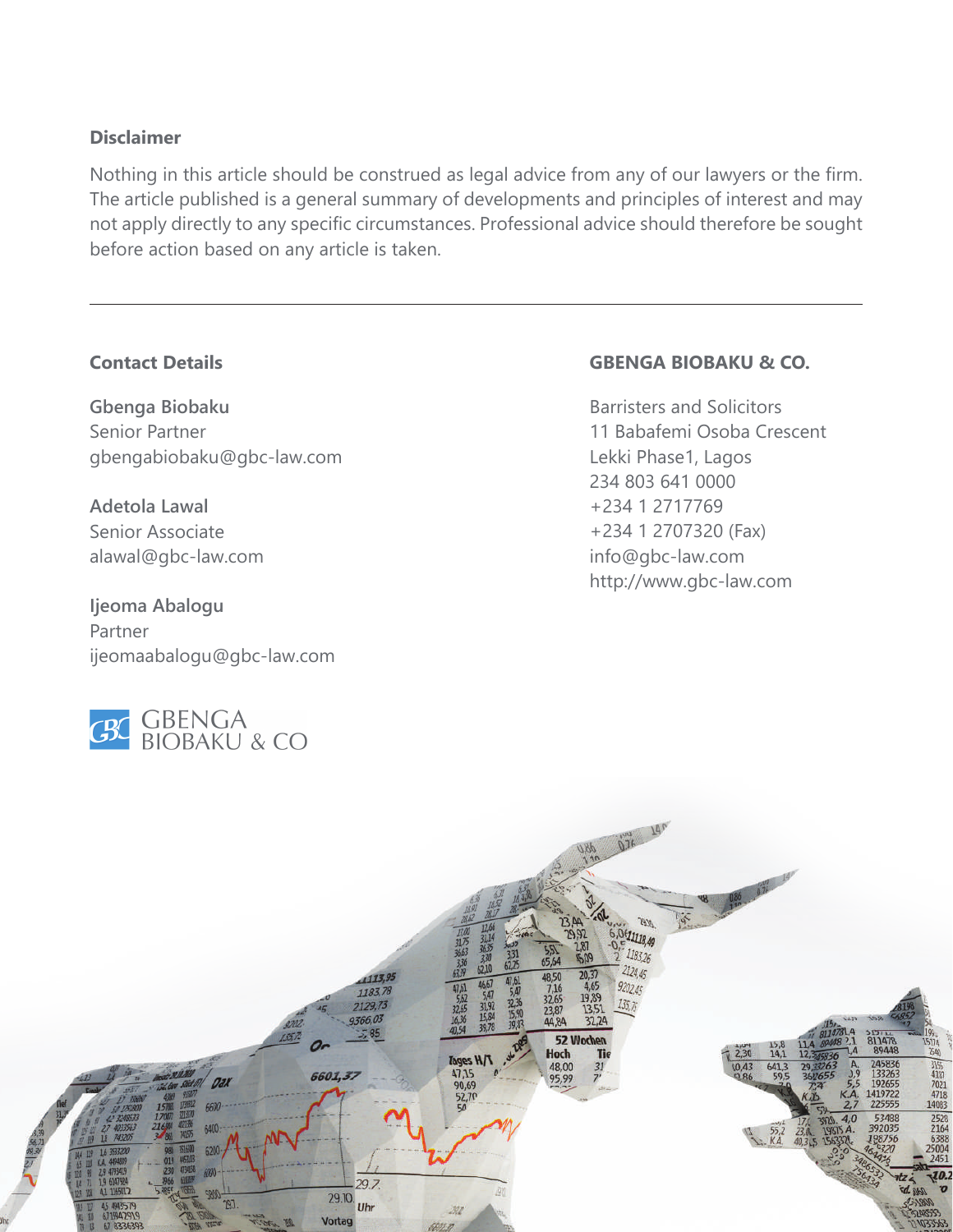**Disclaimer**

Nothing in this article should be construed as legal advice from any of our lawyers or the firm. The article published is a general summary of developments and principles of interest and may not apply directly to any specific circumstances. Professional advice should therefore be sought before action based on any article is taken.

---

**Contact Details**

**Gbenga Biobaku**
Senior Partner
gbengabiobaku@gbc-law.com

**Adetola Lawal**
Senior Associate
alawal@gbc-law.com

**Ijeoma Abalogu**
Partner
ijeomaabalogu@gbc-law.com

GBENGA BIOBAKU & CO

**GBENGA BIOBAKU & CO.**

Barristers and Solicitors
11 Babafemi Osoba Crescent
Lekki Phase1, Lagos
234 803 641 0000
+234 1 2717769
+234 1 2707320 (Fax)
info@gbc-law.com
http://www.gbc-law.com